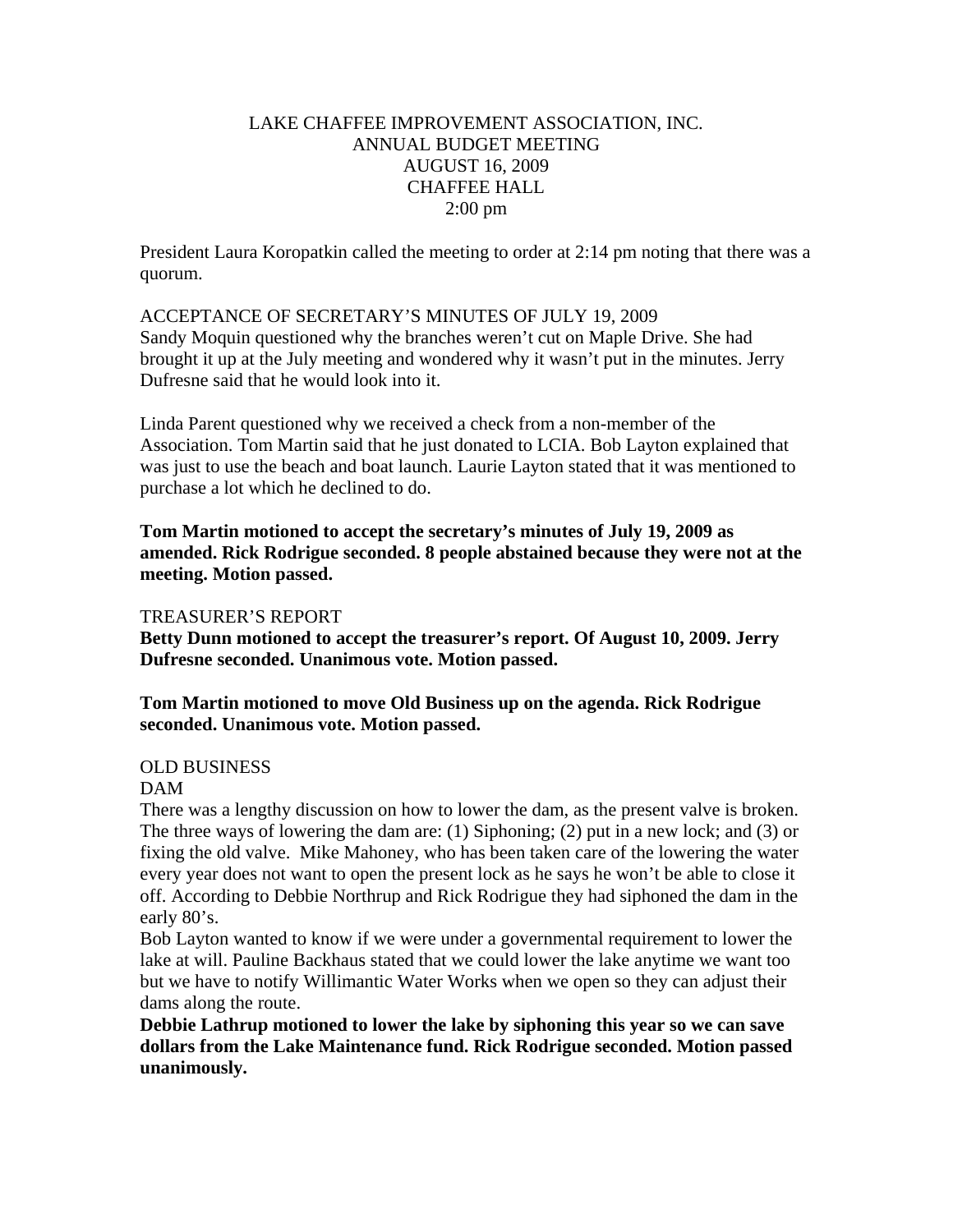# LAKE CHAFFEE IMPROVEMENT ASSOCIATION, INC.
## ANNUAL BUDGET MEETING
## AUGUST 16, 2009
## CHAFFEE HALL
## 2:00 pm

President Laura Koropatkin called the meeting to order at 2:14 pm noting that there was a quorum.

ACCEPTANCE OF SECRETARY'S MINUTES OF JULY 19, 2009
Sandy Moquin questioned why the branches weren't cut on Maple Drive. She had brought it up at the July meeting and wondered why it wasn't put in the minutes. Jerry Dufresne said that he would look into it.

Linda Parent questioned why we received a check from a non-member of the Association. Tom Martin said that he just donated to LCIA. Bob Layton explained that was just to use the beach and boat launch. Laurie Layton stated that it was mentioned to purchase a lot which he declined to do.

**Tom Martin motioned to accept the secretary's minutes of July 19, 2009 as amended. Rick Rodrigue seconded. 8 people abstained because they were not at the meeting. Motion passed.**

TREASURER'S REPORT
**Betty Dunn motioned to accept the treasurer's report. Of August 10, 2009. Jerry Dufresne seconded. Unanimous vote. Motion passed.**

**Tom Martin motioned to move Old Business up on the agenda. Rick Rodrigue seconded. Unanimous vote. Motion passed.**

OLD BUSINESS
DAM
There was a lengthy discussion on how to lower the dam, as the present valve is broken. The three ways of lowering the dam are: (1) Siphoning; (2) put in a new lock; and (3) or fixing the old valve. Mike Mahoney, who has been taken care of the lowering the water every year does not want to open the present lock as he says he won't be able to close it off. According to Debbie Northrup and Rick Rodrigue they had siphoned the dam in the early 80's.
Bob Layton wanted to know if we were under a governmental requirement to lower the lake at will. Pauline Backhaus stated that we could lower the lake anytime we want too but we have to notify Willimantic Water Works when we open so they can adjust their dams along the route.
**Debbie Lathrup motioned to lower the lake by siphoning this year so we can save dollars from the Lake Maintenance fund. Rick Rodrigue seconded. Motion passed unanimously.**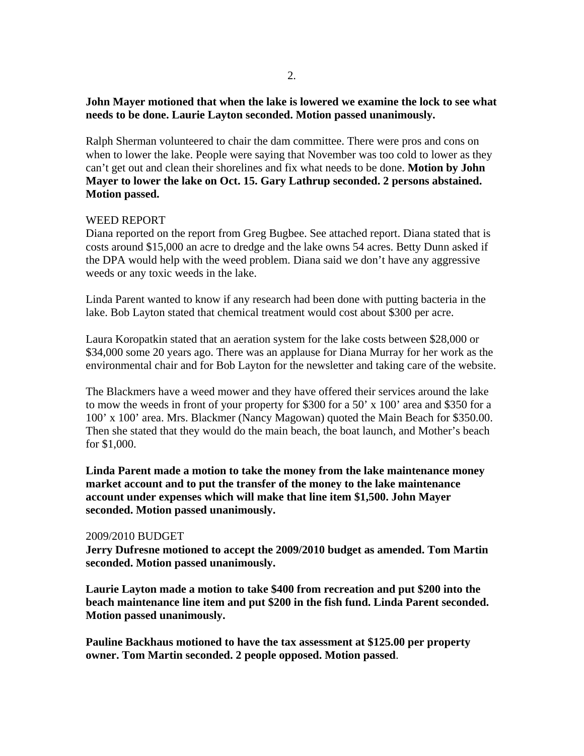**John Mayer motioned that when the lake is lowered we examine the lock to see what needs to be done. Laurie Layton seconded. Motion passed unanimously.**

Ralph Sherman volunteered to chair the dam committee. There were pros and cons on when to lower the lake. People were saying that November was too cold to lower as they can't get out and clean their shorelines and fix what needs to be done. **Motion by John Mayer to lower the lake on Oct. 15. Gary Lathrup seconded. 2 persons abstained. Motion passed.**

WEED REPORT

Diana reported on the report from Greg Bugbee. See attached report. Diana stated that is costs around $15,000 an acre to dredge and the lake owns 54 acres. Betty Dunn asked if the DPA would help with the weed problem. Diana said we don't have any aggressive weeds or any toxic weeds in the lake.

Linda Parent wanted to know if any research had been done with putting bacteria in the lake. Bob Layton stated that chemical treatment would cost about $300 per acre.

Laura Koropatkin stated that an aeration system for the lake costs between $28,000 or $34,000 some 20 years ago. There was an applause for Diana Murray for her work as the environmental chair and for Bob Layton for the newsletter and taking care of the website.

The Blackmers have a weed mower and they have offered their services around the lake to mow the weeds in front of your property for $300 for a 50' x 100' area and $350 for a 100' x 100' area. Mrs. Blackmer (Nancy Magowan) quoted the Main Beach for $350.00. Then she stated that they would do the main beach, the boat launch, and Mother's beach for $1,000.

**Linda Parent made a motion to take the money from the lake maintenance money market account and to put the transfer of the money to the lake maintenance account under expenses which will make that line item $1,500. John Mayer seconded. Motion passed unanimously.**

2009/2010 BUDGET

**Jerry Dufresne motioned to accept the 2009/2010 budget as amended. Tom Martin seconded. Motion passed unanimously.**

**Laurie Layton made a motion to take $400 from recreation and put $200 into the beach maintenance line item and put $200 in the fish fund. Linda Parent seconded. Motion passed unanimously.**

**Pauline Backhaus motioned to have the tax assessment at $125.00 per property owner. Tom Martin seconded. 2 people opposed. Motion passed**.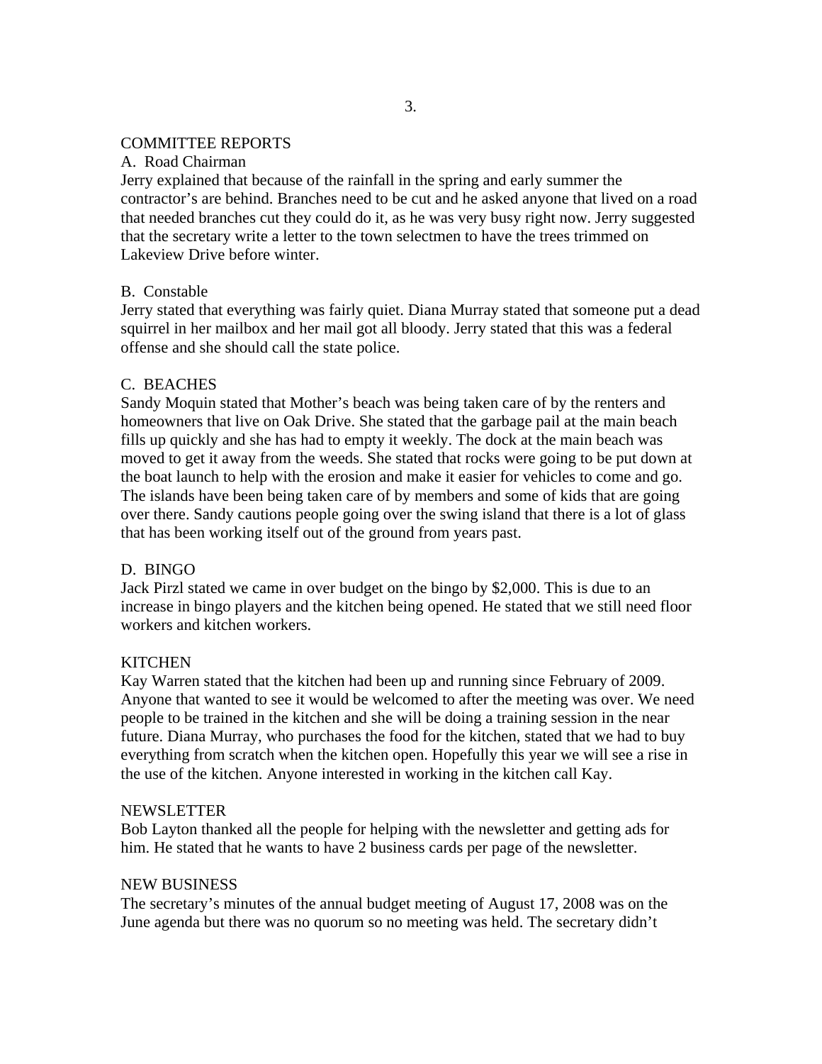COMMITTEE REPORTS

A. Road Chairman

Jerry explained that because of the rainfall in the spring and early summer the contractor's are behind. Branches need to be cut and he asked anyone that lived on a road that needed branches cut they could do it, as he was very busy right now. Jerry suggested that the secretary write a letter to the town selectmen to have the trees trimmed on Lakeview Drive before winter.

B. Constable

Jerry stated that everything was fairly quiet. Diana Murray stated that someone put a dead squirrel in her mailbox and her mail got all bloody. Jerry stated that this was a federal offense and she should call the state police.

C. BEACHES

Sandy Moquin stated that Mother's beach was being taken care of by the renters and homeowners that live on Oak Drive. She stated that the garbage pail at the main beach fills up quickly and she has had to empty it weekly. The dock at the main beach was moved to get it away from the weeds. She stated that rocks were going to be put down at the boat launch to help with the erosion and make it easier for vehicles to come and go. The islands have been being taken care of by members and some of kids that are going over there. Sandy cautions people going over the swing island that there is a lot of glass that has been working itself out of the ground from years past.

D. BINGO

Jack Pirzl stated we came in over budget on the bingo by $2,000. This is due to an increase in bingo players and the kitchen being opened. He stated that we still need floor workers and kitchen workers.

KITCHEN

Kay Warren stated that the kitchen had been up and running since February of 2009. Anyone that wanted to see it would be welcomed to after the meeting was over. We need people to be trained in the kitchen and she will be doing a training session in the near future. Diana Murray, who purchases the food for the kitchen, stated that we had to buy everything from scratch when the kitchen open. Hopefully this year we will see a rise in the use of the kitchen. Anyone interested in working in the kitchen call Kay.

NEWSLETTER

Bob Layton thanked all the people for helping with the newsletter and getting ads for him. He stated that he wants to have 2 business cards per page of the newsletter.

NEW BUSINESS

The secretary's minutes of the annual budget meeting of August 17, 2008 was on the June agenda but there was no quorum so no meeting was held. The secretary didn't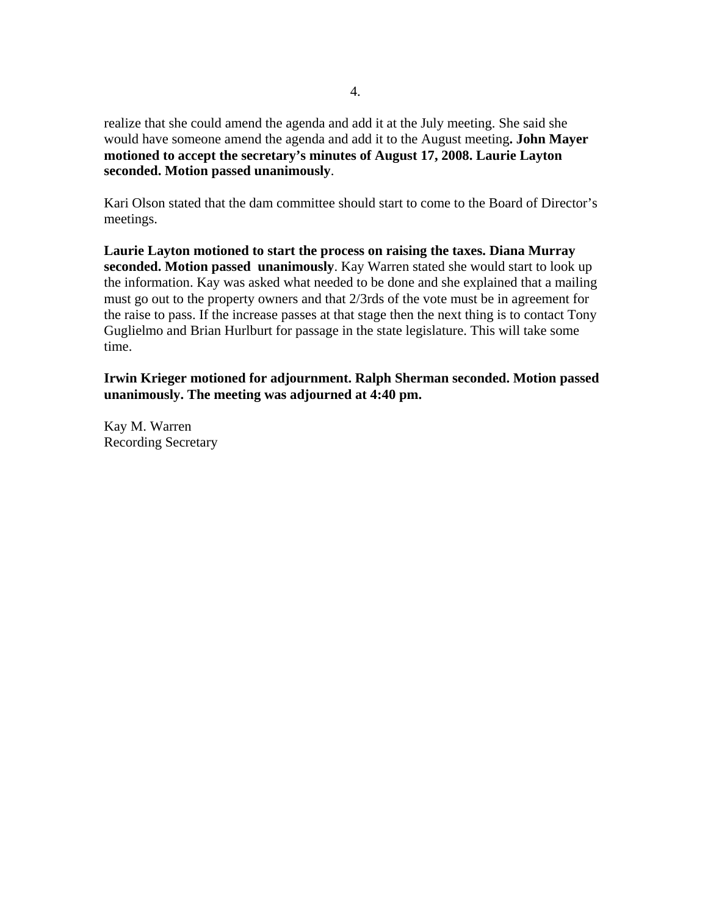realize that she could amend the agenda and add it at the July meeting. She said she would have someone amend the agenda and add it to the August meeting**. John Mayer motioned to accept the secretary's minutes of August 17, 2008. Laurie Layton seconded. Motion passed unanimously**.

Kari Olson stated that the dam committee should start to come to the Board of Director's meetings.

**Laurie Layton motioned to start the process on raising the taxes. Diana Murray seconded. Motion passed unanimously**. Kay Warren stated she would start to look up the information. Kay was asked what needed to be done and she explained that a mailing must go out to the property owners and that 2/3rds of the vote must be in agreement for the raise to pass. If the increase passes at that stage then the next thing is to contact Tony Guglielmo and Brian Hurlburt for passage in the state legislature. This will take some time.

**Irwin Krieger motioned for adjournment. Ralph Sherman seconded. Motion passed unanimously. The meeting was adjourned at 4:40 pm.**

Kay M. Warren
Recording Secretary